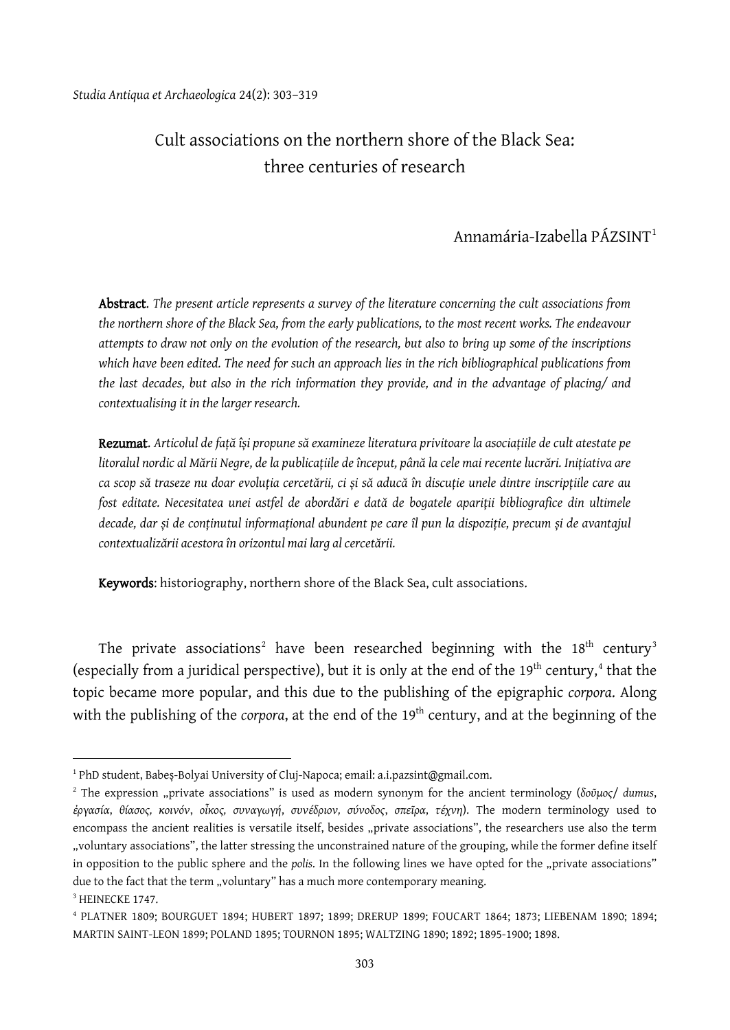*Studia Antiqua et Archaeologica* 24(2): 303–319

# Cult associations on the northern shore of the Black Sea: three centuries of research

Annamária-Izabella PÁZSINT[1]

**Abstract**. *The present article represents a survey of the literature concerning the cult associations from the northern shore of the Black Sea, from the early publications, to the most recent works. The endeavour attempts to draw not only on the evolution of the research, but also to bring up some of the inscriptions which have been edited. The need for such an approach lies in the rich bibliographical publications from the last decades, but also in the rich information they provide, and in the advantage of placing/ and contextualising it in the larger research.*

**Rezumat**. *Articolul de față își propune să examineze literatura privitoare la asociațiile de cult atestate pe litoralul nordic al Mării Negre, de la publicațiile de început, până la cele mai recente lucrări. Inițiativa are ca scop să traseze nu doar evoluția cercetării, ci și să aducă în discuție unele dintre inscripțiile care au fost editate. Necesitatea unei astfel de abordări e dată de bogatele apariții bibliografice din ultimele decade, dar și de conținutul informațional abundent pe care îl pun la dispoziție, precum și de avantajul contextualizării acestora în orizontul mai larg al cercetării.*

**Keywords**: historiography, northern shore of the Black Sea, cult associations.

The private associations[2] have been researched beginning with the 18th century[3] (especially from a juridical perspective), but it is only at the end of the 19th century,[4] that the topic became more popular, and this due to the publishing of the epigraphic *corpora*. Along with the publishing of the *corpora*, at the end of the 19th century, and at the beginning of the

---

[1] PhD student, Babeș-Bolyai University of Cluj-Napoca; email: a.i.pazsint@gmail.com.

[2] The expression „private associations" is used as modern synonym for the ancient terminology (*δοῦμος*/ *dumus*, *ἐργασία*, *θίασος*, *κοινόν*, *οἶκος*, *συναγωγή*, *συνέδριον*, *σύνοδος*, *σπεῖρα*, *τέχνη*). The modern terminology used to encompass the ancient realities is versatile itself, besides „private associations", the researchers use also the term „voluntary associations", the latter stressing the unconstrained nature of the grouping, while the former define itself in opposition to the public sphere and the *polis*. In the following lines we have opted for the „private associations" due to the fact that the term „voluntary" has a much more contemporary meaning.

[3] HEINECKE 1747.

[4] PLATNER 1809; BOURGUET 1894; HUBERT 1897; 1899; DRERUP 1899; FOUCART 1864; 1873; LIEBENAM 1890; 1894; MARTIN SAINT-LEON 1899; POLAND 1895; TOURNON 1895; WALTZING 1890; 1892; 1895-1900; 1898.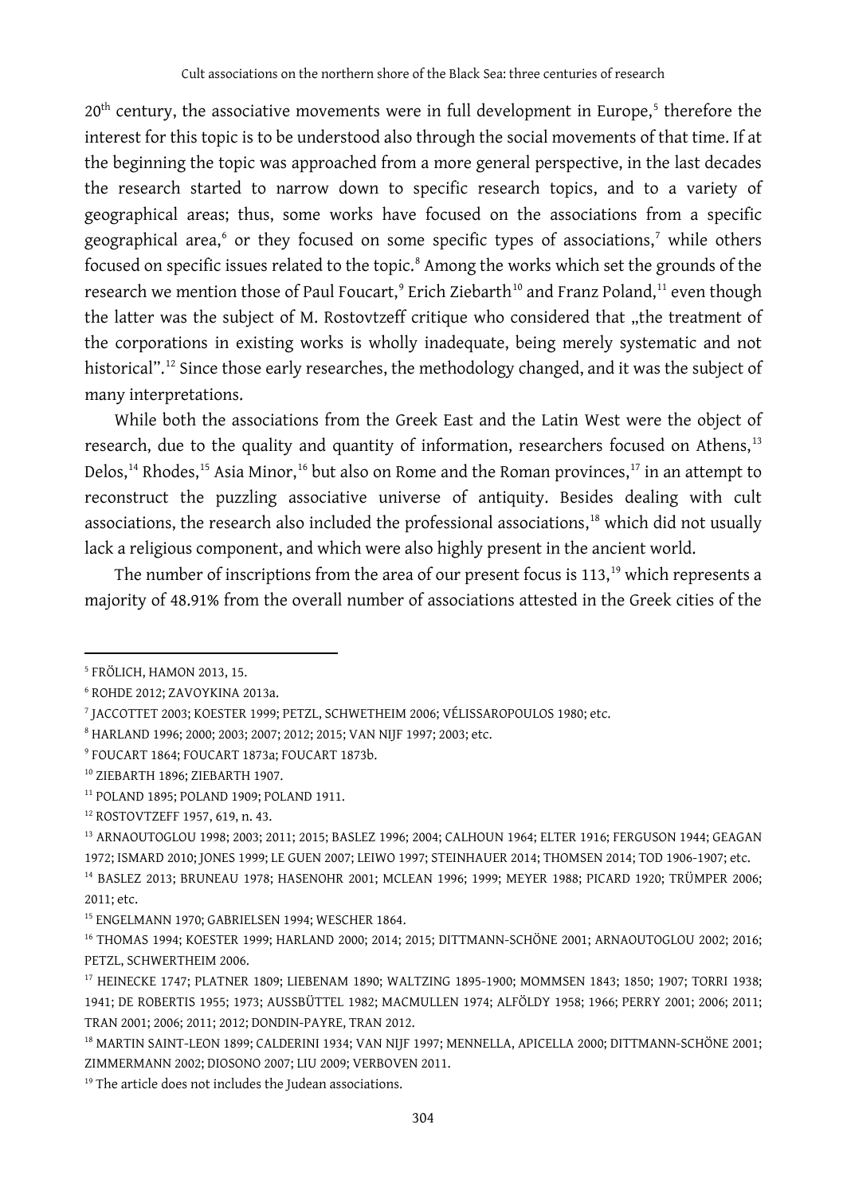20th century, the associative movements were in full development in Europe,[5] therefore the interest for this topic is to be understood also through the social movements of that time. If at the beginning the topic was approached from a more general perspective, in the last decades the research started to narrow down to specific research topics, and to a variety of geographical areas; thus, some works have focused on the associations from a specific geographical area,[6] or they focused on some specific types of associations,[7] while others focused on specific issues related to the topic.[8] Among the works which set the grounds of the research we mention those of Paul Foucart,[9] Erich Ziebarth[10] and Franz Poland,[11] even though the latter was the subject of M. Rostovtzeff critique who considered that „the treatment of the corporations in existing works is wholly inadequate, being merely systematic and not historical".[12] Since those early researches, the methodology changed, and it was the subject of many interpretations.

While both the associations from the Greek East and the Latin West were the object of research, due to the quality and quantity of information, researchers focused on Athens,[13] Delos,[14] Rhodes,[15] Asia Minor,[16] but also on Rome and the Roman provinces,[17] in an attempt to reconstruct the puzzling associative universe of antiquity. Besides dealing with cult associations, the research also included the professional associations,[18] which did not usually lack a religious component, and which were also highly present in the ancient world.

The number of inscriptions from the area of our present focus is 113,[19] which represents a majority of 48.91% from the overall number of associations attested in the Greek cities of the

---

[5] FRÖLICH, HAMON 2013, 15.

[6] ROHDE 2012; ZAVOYKINA 2013a.

[7] JACCOTTET 2003; KOESTER 1999; PETZL, SCHWETHEIM 2006; VÉLISSAROPOULOS 1980; etc.

[8] HARLAND 1996; 2000; 2003; 2007; 2012; 2015; VAN NIJF 1997; 2003; etc.

[9] FOUCART 1864; FOUCART 1873a; FOUCART 1873b.

[10] ZIEBARTH 1896; ZIEBARTH 1907.

[11] POLAND 1895; POLAND 1909; POLAND 1911.

[12] ROSTOVTZEFF 1957, 619, n. 43.

[13] ARNAOUTOGLOU 1998; 2003; 2011; 2015; BASLEZ 1996; 2004; CALHOUN 1964; ELTER 1916; FERGUSON 1944; GEAGAN 1972; ISMARD 2010; JONES 1999; LE GUEN 2007; LEIWO 1997; STEINHAUER 2014; THOMSEN 2014; TOD 1906-1907; etc.

[14] BASLEZ 2013; BRUNEAU 1978; HASENOHR 2001; MCLEAN 1996; 1999; MEYER 1988; PICARD 1920; TRÜMPER 2006; 2011; etc.

[15] ENGELMANN 1970; GABRIELSEN 1994; WESCHER 1864.

[16] THOMAS 1994; KOESTER 1999; HARLAND 2000; 2014; 2015; DITTMANN-SCHÖNE 2001; ARNAOUTOGLOU 2002; 2016; PETZL, SCHWERTHEIM 2006.

[17] HEINECKE 1747; PLATNER 1809; LIEBENAM 1890; WALTZING 1895-1900; MOMMSEN 1843; 1850; 1907; TORRI 1938; 1941; DE ROBERTIS 1955; 1973; AUSSBÜTTEL 1982; MACMULLEN 1974; ALFÖLDY 1958; 1966; PERRY 2001; 2006; 2011; TRAN 2001; 2006; 2011; 2012; DONDIN-PAYRE, TRAN 2012.

[18] MARTIN SAINT-LEON 1899; CALDERINI 1934; VAN NIJF 1997; MENNELLA, APICELLA 2000; DITTMANN-SCHÖNE 2001; ZIMMERMANN 2002; DIOSONO 2007; LIU 2009; VERBOVEN 2011.

[19] The article does not includes the Judean associations.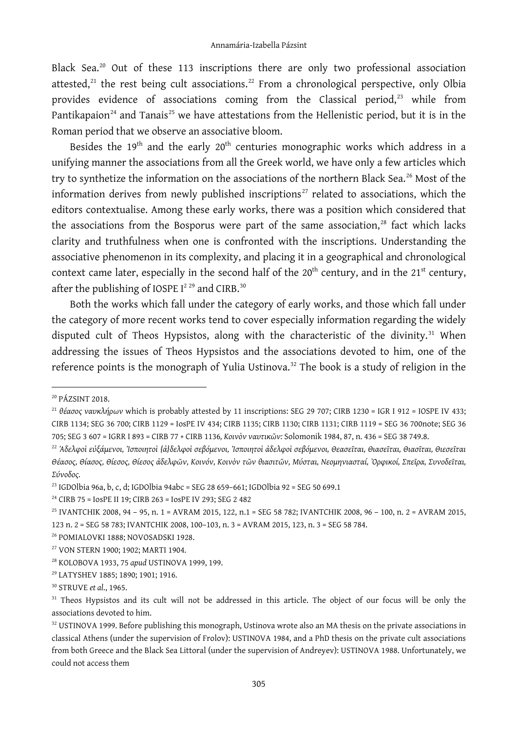Black Sea.[20] Out of these 113 inscriptions there are only two professional association attested,[21] the rest being cult associations.[22] From a chronological perspective, only Olbia provides evidence of associations coming from the Classical period,[23] while from Pantikapaion[24] and Tanais[25] we have attestations from the Hellenistic period, but it is in the Roman period that we observe an associative bloom.

Besides the 19th and the early 20th centuries monographic works which address in a unifying manner the associations from all the Greek world, we have only a few articles which try to synthetize the information on the associations of the northern Black Sea.[26] Most of the information derives from newly published inscriptions[27] related to associations, which the editors contextualise. Among these early works, there was a position which considered that the associations from the Bosporus were part of the same association,[28] fact which lacks clarity and truthfulness when one is confronted with the inscriptions. Understanding the associative phenomenon in its complexity, and placing it in a geographical and chronological context came later, especially in the second half of the 20th century, and in the 21st century, after the publishing of IOSPE I$^2$ [29] and CIRB.[30]

Both the works which fall under the category of early works, and those which fall under the category of more recent works tend to cover especially information regarding the widely disputed cult of Theos Hypsistos, along with the characteristic of the divinity.[31] When addressing the issues of Theos Hypsistos and the associations devoted to him, one of the reference points is the monograph of Yulia Ustinova.[32] The book is a study of religion in the

---

[20] PÁZSINT 2018.

[21] *θέασος ναυκλήρων* which is probably attested by 11 inscriptions: SEG 29 707; CIRB 1230 = IGR I 912 = IOSPE IV 433; CIRB 1134; SEG 36 700; CIRB 1129 = IosPE IV 434; CIRB 1135; CIRB 1130; CIRB 1131; CIRB 1119 = SEG 36 700note; SEG 36 705; SEG 3 607 = IGRR I 893 = CIRB 77 + CIRB 1136, *Κοινὸν ναυτικῶν:* Solomonik 1984, 87, n. 436 = SEG 38 749.8.

[22] *Ἀδελφοὶ εὐξάμενοι, Ἰσποιητοὶ {ἀ}δελφοὶ σεβόμενοι, Ἰσποιητοὶ ἀδελφοὶ σεβόμενοι, Θεασεῖται, Θιασεῖται, Θιασῖται, Θιεσεῖται Θέασος, Θίασος, Θίεσος, Θίεσος ἀδελφῶν, Κοινόν, Κοινὸν τῶν θιασιτῶν, Μύσται, Νεομηνιασταί, Ὀρφικοί, Σπεῖρα, Συνοδεῖται, Σύνοδος.*

[23] IGDOlbia 96a, b, c, d; IGDOlbia 94abc = SEG 28 659–661; IGDOlbia 92 = SEG 50 699.1

[24] CIRB 75 = IosPE II 19; CIRB 263 = IosPE IV 293; SEG 2 482

[25] IVANTCHIK 2008, 94 – 95, n. 1 = AVRAM 2015, 122, n.1 = SEG 58 782; IVANTCHIK 2008, 96 – 100, n. 2 = AVRAM 2015, 123 n. 2 = SEG 58 783; IVANTCHIK 2008, 100–103, n. 3 = AVRAM 2015, 123, n. 3 = SEG 58 784.

[26] POMIALOVKI 1888; NOVOSADSKI 1928.

[27] VON STERN 1900; 1902; MARTI 1904.

[28] KOLOBOVA 1933, 75 *apud* USTINOVA 1999, 199.

[29] LATYSHEV 1885; 1890; 1901; 1916.

[30] STRUVE *et al.*, 1965.

[31] Theos Hypsistos and its cult will not be addressed in this article. The object of our focus will be only the associations devoted to him.

[32] USTINOVA 1999. Before publishing this monograph, Ustinova wrote also an MA thesis on the private associations in classical Athens (under the supervision of Frolov): USTINOVA 1984, and a PhD thesis on the private cult associations from both Greece and the Black Sea Littoral (under the supervision of Andreyev): USTINOVA 1988. Unfortunately, we could not access them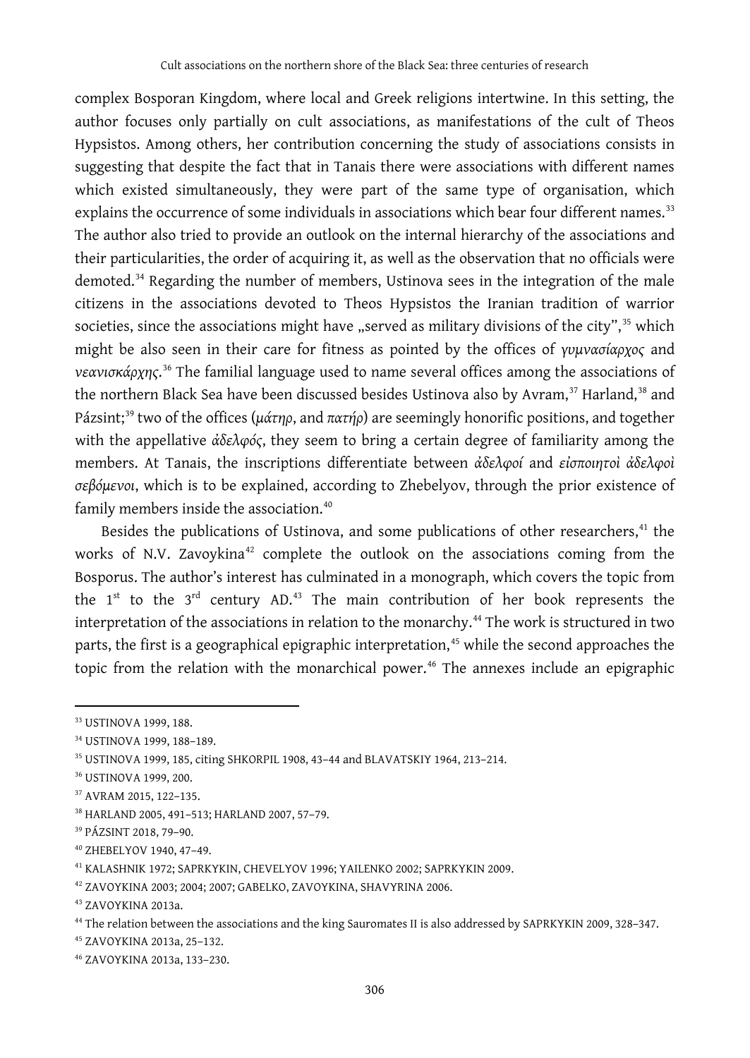complex Bosporan Kingdom, where local and Greek religions intertwine. In this setting, the author focuses only partially on cult associations, as manifestations of the cult of Theos Hypsistos. Among others, her contribution concerning the study of associations consists in suggesting that despite the fact that in Tanais there were associations with different names which existed simultaneously, they were part of the same type of organisation, which explains the occurrence of some individuals in associations which bear four different names.[33] The author also tried to provide an outlook on the internal hierarchy of the associations and their particularities, the order of acquiring it, as well as the observation that no officials were demoted.[34] Regarding the number of members, Ustinova sees in the integration of the male citizens in the associations devoted to Theos Hypsistos the Iranian tradition of warrior societies, since the associations might have „served as military divisions of the city",[35] which might be also seen in their care for fitness as pointed by the offices of *γυμνασίαρχος* and *νεανισκάρχης*.[36] The familial language used to name several offices among the associations of the northern Black Sea have been discussed besides Ustinova also by Avram,[37] Harland,[38] and Pázsint;[39] two of the offices (*μάτηρ*, and *πατήρ*) are seemingly honorific positions, and together with the appellative *ἀδελφός*, they seem to bring a certain degree of familiarity among the members. At Tanais, the inscriptions differentiate between *ἀδελφοί* and *εἰσποιητοὶ ἀδελφοὶ σεβόμενοι*, which is to be explained, according to Zhebelyov, through the prior existence of family members inside the association.[40]

Besides the publications of Ustinova, and some publications of other researchers,[41] the works of N.V. Zavoykina[42] complete the outlook on the associations coming from the Bosporus. The author's interest has culminated in a monograph, which covers the topic from the 1st to the 3rd century AD.[43] The main contribution of her book represents the interpretation of the associations in relation to the monarchy.[44] The work is structured in two parts, the first is a geographical epigraphic interpretation,[45] while the second approaches the topic from the relation with the monarchical power.[46] The annexes include an epigraphic

---

[33] USTINOVA 1999, 188.

[34] USTINOVA 1999, 188–189.

[35] USTINOVA 1999, 185, citing SHKORPIL 1908, 43–44 and BLAVATSKIY 1964, 213–214.

[36] USTINOVA 1999, 200.

[37] AVRAM 2015, 122–135.

[38] HARLAND 2005, 491–513; HARLAND 2007, 57–79.

[39] PÁZSINT 2018, 79–90.

[40] ZHEBELYOV 1940, 47–49.

[41] KALASHNIK 1972; SAPRKYKIN, CHEVELYOV 1996; YAILENKO 2002; SAPRKYKIN 2009.

[42] ZAVOYKINA 2003; 2004; 2007; GABELKO, ZAVOYKINA, SHAVYRINA 2006.

[43] ZAVOYKINA 2013a.

[44] The relation between the associations and the king Sauromates II is also addressed by SAPRKYKIN 2009, 328–347.

[45] ZAVOYKINA 2013a, 25–132.

[46] ZAVOYKINA 2013a, 133–230.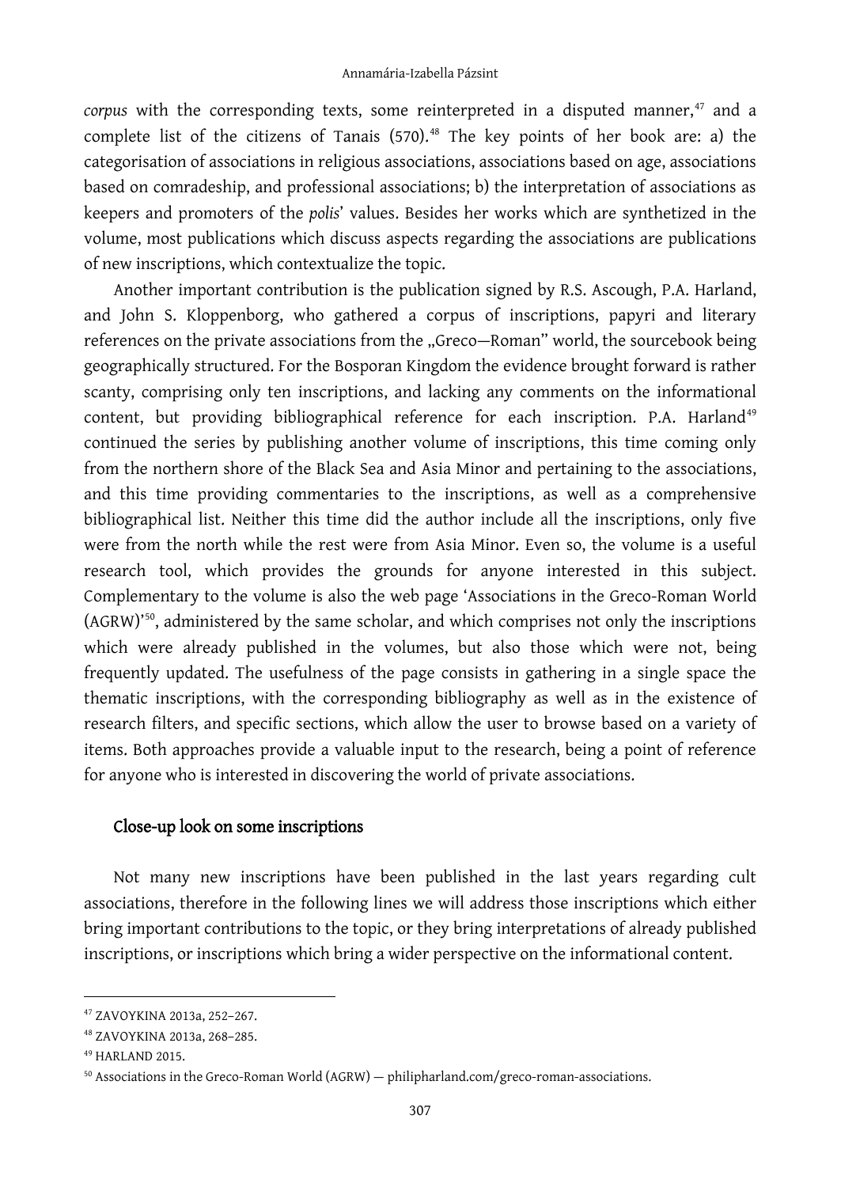*corpus* with the corresponding texts, some reinterpreted in a disputed manner,[47] and a complete list of the citizens of Tanais (570).[48] The key points of her book are: a) the categorisation of associations in religious associations, associations based on age, associations based on comradeship, and professional associations; b) the interpretation of associations as keepers and promoters of the *polis*' values. Besides her works which are synthetized in the volume, most publications which discuss aspects regarding the associations are publications of new inscriptions, which contextualize the topic.

Another important contribution is the publication signed by R.S. Ascough, P.A. Harland, and John S. Kloppenborg, who gathered a corpus of inscriptions, papyri and literary references on the private associations from the „Greco—Roman" world, the sourcebook being geographically structured. For the Bosporan Kingdom the evidence brought forward is rather scanty, comprising only ten inscriptions, and lacking any comments on the informational content, but providing bibliographical reference for each inscription. P.A. Harland[49] continued the series by publishing another volume of inscriptions, this time coming only from the northern shore of the Black Sea and Asia Minor and pertaining to the associations, and this time providing commentaries to the inscriptions, as well as a comprehensive bibliographical list. Neither this time did the author include all the inscriptions, only five were from the north while the rest were from Asia Minor. Even so, the volume is a useful research tool, which provides the grounds for anyone interested in this subject. Complementary to the volume is also the web page 'Associations in the Greco-Roman World (AGRW)'[50], administered by the same scholar, and which comprises not only the inscriptions which were already published in the volumes, but also those which were not, being frequently updated. The usefulness of the page consists in gathering in a single space the thematic inscriptions, with the corresponding bibliography as well as in the existence of research filters, and specific sections, which allow the user to browse based on a variety of items. Both approaches provide a valuable input to the research, being a point of reference for anyone who is interested in discovering the world of private associations.

## Close-up look on some inscriptions

Not many new inscriptions have been published in the last years regarding cult associations, therefore in the following lines we will address those inscriptions which either bring important contributions to the topic, or they bring interpretations of already published inscriptions, or inscriptions which bring a wider perspective on the informational content.

---

[47] ZAVOYKINA 2013a, 252–267.

[48] ZAVOYKINA 2013a, 268–285.

[49] HARLAND 2015.

[50] Associations in the Greco-Roman World (AGRW) — philipharland.com/greco-roman-associations.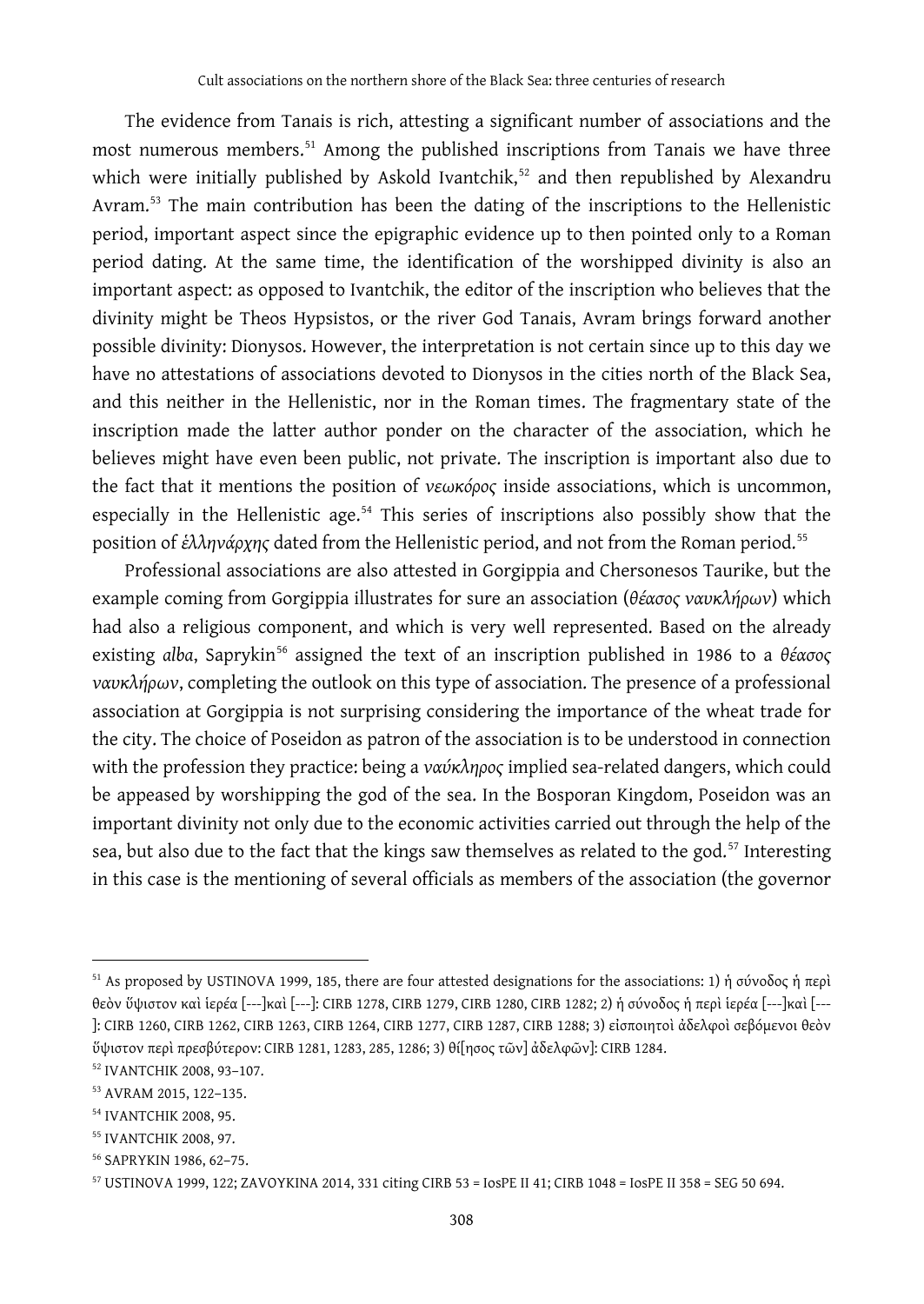The evidence from Tanais is rich, attesting a significant number of associations and the most numerous members.[51] Among the published inscriptions from Tanais we have three which were initially published by Askold Ivantchik,[52] and then republished by Alexandru Avram.[53] The main contribution has been the dating of the inscriptions to the Hellenistic period, important aspect since the epigraphic evidence up to then pointed only to a Roman period dating. At the same time, the identification of the worshipped divinity is also an important aspect: as opposed to Ivantchik, the editor of the inscription who believes that the divinity might be Theos Hypsistos, or the river God Tanais, Avram brings forward another possible divinity: Dionysos. However, the interpretation is not certain since up to this day we have no attestations of associations devoted to Dionysos in the cities north of the Black Sea, and this neither in the Hellenistic, nor in the Roman times. The fragmentary state of the inscription made the latter author ponder on the character of the association, which he believes might have even been public, not private. The inscription is important also due to the fact that it mentions the position of *νεωκόρος* inside associations, which is uncommon, especially in the Hellenistic age.[54] This series of inscriptions also possibly show that the position of *ἑλληνάρχης* dated from the Hellenistic period, and not from the Roman period.[55]

Professional associations are also attested in Gorgippia and Chersonesos Taurike, but the example coming from Gorgippia illustrates for sure an association (*θέασος ναυκλήρων*) which had also a religious component, and which is very well represented. Based on the already existing *alba*, Saprykin[56] assigned the text of an inscription published in 1986 to a *θέασος ναυκλήρων*, completing the outlook on this type of association. The presence of a professional association at Gorgippia is not surprising considering the importance of the wheat trade for the city. The choice of Poseidon as patron of the association is to be understood in connection with the profession they practice: being a *ναύκληρος* implied sea-related dangers, which could be appeased by worshipping the god of the sea. In the Bosporan Kingdom, Poseidon was an important divinity not only due to the economic activities carried out through the help of the sea, but also due to the fact that the kings saw themselves as related to the god.[57] Interesting in this case is the mentioning of several officials as members of the association (the governor

---

[51] As proposed by USTINOVA 1999, 185, there are four attested designations for the associations: 1) ἡ σύνοδος ἡ περὶ θεὸν ὕψιστον καὶ ἱερέα [---]καὶ [---]: CIRB 1278, CIRB 1279, CIRB 1280, CIRB 1282; 2) ἡ σύνοδος ἡ περὶ ἱερέα [---]καὶ [---]: CIRB 1260, CIRB 1262, CIRB 1263, CIRB 1264, CIRB 1277, CIRB 1287, CIRB 1288; 3) εἰσποιητοὶ ἀδελφοὶ σεβόμενοι θεὸν ὕψιστον περὶ πρεσβύτερον: CIRB 1281, 1283, 285, 1286; 3) θί[ησος τῶν] ἀδελφῶν]: CIRB 1284.

[52] IVANTCHIK 2008, 93–107.

[53] AVRAM 2015, 122–135.

[54] IVANTCHIK 2008, 95.

[55] IVANTCHIK 2008, 97.

[56] SAPRYKIN 1986, 62–75.

[57] USTINOVA 1999, 122; ZAVOYKINA 2014, 331 citing CIRB 53 = IosPE II 41; CIRB 1048 = IosPE II 358 = SEG 50 694.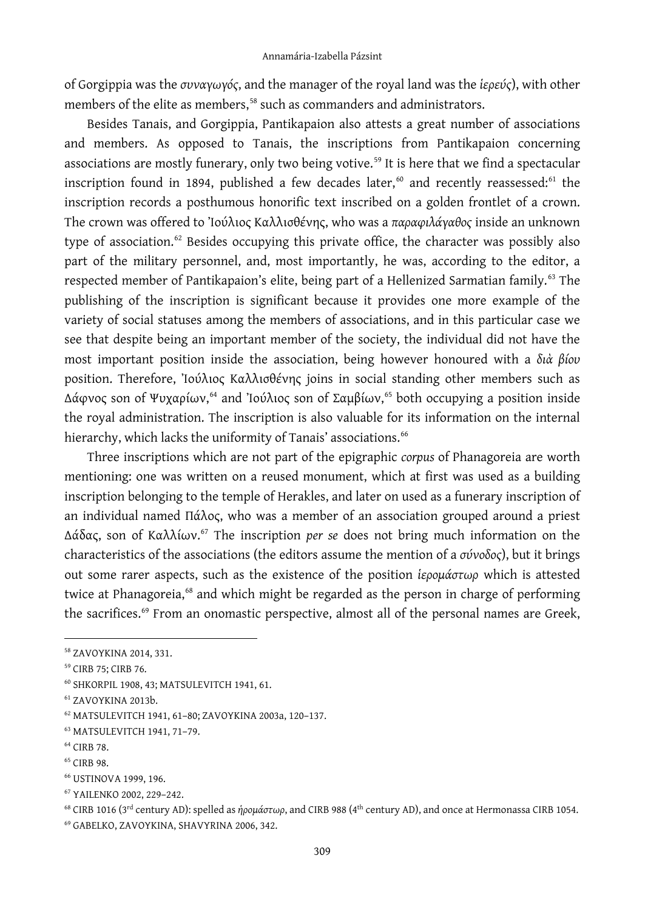of Gorgippia was the *συναγωγός*, and the manager of the royal land was the *ἱερεύς*), with other members of the elite as members,[58] such as commanders and administrators.

Besides Tanais, and Gorgippia, Pantikapaion also attests a great number of associations and members. As opposed to Tanais, the inscriptions from Pantikapaion concerning associations are mostly funerary, only two being votive.[59] It is here that we find a spectacular inscription found in 1894, published a few decades later,[60] and recently reassessed:[61] the inscription records a posthumous honorific text inscribed on a golden frontlet of a crown. The crown was offered to Ἰούλιος Καλλισθένης, who was a *παραφιλάγαθος* inside an unknown type of association.[62] Besides occupying this private office, the character was possibly also part of the military personnel, and, most importantly, he was, according to the editor, a respected member of Pantikapaion's elite, being part of a Hellenized Sarmatian family.[63] The publishing of the inscription is significant because it provides one more example of the variety of social statuses among the members of associations, and in this particular case we see that despite being an important member of the society, the individual did not have the most important position inside the association, being however honoured with a *διὰ βίου* position. Therefore, Ἰούλιος Καλλισθένης joins in social standing other members such as Δάφνος son of Ψυχαρίων,[64] and Ἰούλιος son of Σαμβίων,[65] both occupying a position inside the royal administration. The inscription is also valuable for its information on the internal hierarchy, which lacks the uniformity of Tanais' associations.[66]

Three inscriptions which are not part of the epigraphic *corpus* of Phanagoreia are worth mentioning: one was written on a reused monument, which at first was used as a building inscription belonging to the temple of Herakles, and later on used as a funerary inscription of an individual named Πάλος, who was a member of an association grouped around a priest Δάδας, son of Καλλίων.[67] The inscription *per se* does not bring much information on the characteristics of the associations (the editors assume the mention of a *σύνοδος*), but it brings out some rarer aspects, such as the existence of the position *ἱερομάστωρ* which is attested twice at Phanagoreia,[68] and which might be regarded as the person in charge of performing the sacrifices.[69] From an onomastic perspective, almost all of the personal names are Greek,

---

[58] ZAVOYKINA 2014, 331.

[59] CIRB 75; CIRB 76.

[60] SHKORPIL 1908, 43; MATSULEVITCH 1941, 61.

[61] ZAVOYKINA 2013b.

[62] MATSULEVITCH 1941, 61–80; ZAVOYKINA 2003a, 120–137.

[63] MATSULEVITCH 1941, 71–79.

[64] CIRB 78.

[65] CIRB 98.

[66] USTINOVA 1999, 196.

[67] YAILENKO 2002, 229–242.

[68] CIRB 1016 (3rd century AD): spelled as *ἠρομάστωρ*, and CIRB 988 (4th century AD), and once at Hermonassa CIRB 1054.

[69] GABELKO, ZAVOYKINA, SHAVYRINA 2006, 342.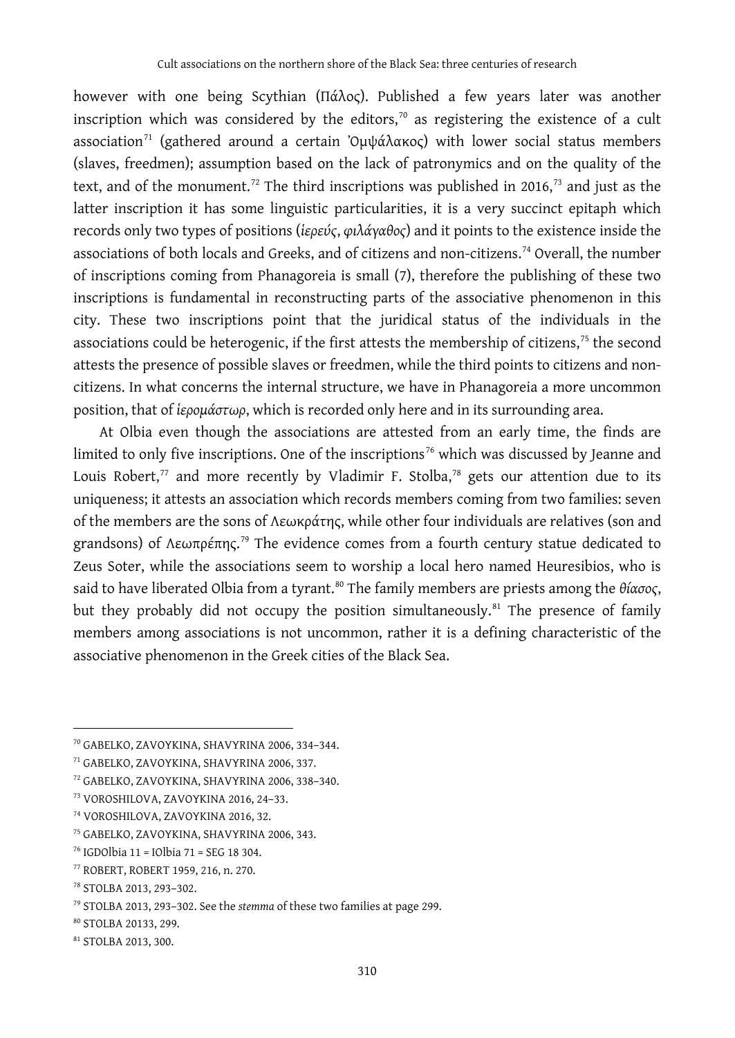however with one being Scythian (Πάλος). Published a few years later was another inscription which was considered by the editors,[70] as registering the existence of a cult association[71] (gathered around a certain Ὀμψάλακος) with lower social status members (slaves, freedmen); assumption based on the lack of patronymics and on the quality of the text, and of the monument.[72] The third inscriptions was published in 2016,[73] and just as the latter inscription it has some linguistic particularities, it is a very succinct epitaph which records only two types of positions (*ἱερεύς*, *φιλάγαθος*) and it points to the existence inside the associations of both locals and Greeks, and of citizens and non-citizens.[74] Overall, the number of inscriptions coming from Phanagoreia is small (7), therefore the publishing of these two inscriptions is fundamental in reconstructing parts of the associative phenomenon in this city. These two inscriptions point that the juridical status of the individuals in the associations could be heterogenic, if the first attests the membership of citizens,[75] the second attests the presence of possible slaves or freedmen, while the third points to citizens and non-citizens. In what concerns the internal structure, we have in Phanagoreia a more uncommon position, that of *ἱερομάστωρ*, which is recorded only here and in its surrounding area.

At Olbia even though the associations are attested from an early time, the finds are limited to only five inscriptions. One of the inscriptions[76] which was discussed by Jeanne and Louis Robert,[77] and more recently by Vladimir F. Stolba,[78] gets our attention due to its uniqueness; it attests an association which records members coming from two families: seven of the members are the sons of Λεωκράτης, while other four individuals are relatives (son and grandsons) of Λεωπρέπης.[79] The evidence comes from a fourth century statue dedicated to Zeus Soter, while the associations seem to worship a local hero named Heuresibios, who is said to have liberated Olbia from a tyrant.[80] The family members are priests among the *θίασος*, but they probably did not occupy the position simultaneously.[81] The presence of family members among associations is not uncommon, rather it is a defining characteristic of the associative phenomenon in the Greek cities of the Black Sea.

---

[70] GABELKO, ZAVOYKINA, SHAVYRINA 2006, 334–344.

[71] GABELKO, ZAVOYKINA, SHAVYRINA 2006, 337.

[72] GABELKO, ZAVOYKINA, SHAVYRINA 2006, 338–340.

[73] VOROSHILOVA, ZAVOYKINA 2016, 24–33.

[74] VOROSHILOVA, ZAVOYKINA 2016, 32.

[75] GABELKO, ZAVOYKINA, SHAVYRINA 2006, 343.

[76] IGDOlbia 11 = IOlbia 71 = SEG 18 304.

[77] ROBERT, ROBERT 1959, 216, n. 270.

[78] STOLBA 2013, 293–302.

[79] STOLBA 2013, 293–302. See the *stemma* of these two families at page 299.

[80] STOLBA 20133, 299.

[81] STOLBA 2013, 300.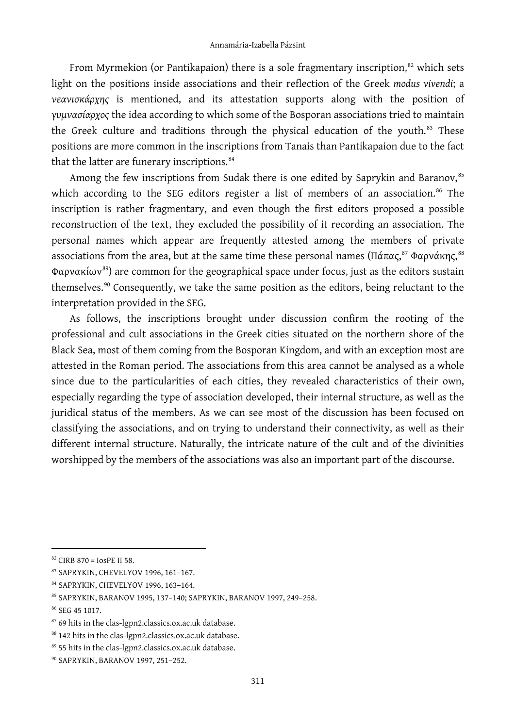From Myrmekion (or Pantikapaion) there is a sole fragmentary inscription,[82] which sets light on the positions inside associations and their reflection of the Greek *modus vivendi*; a *νεανισκάρχης* is mentioned, and its attestation supports along with the position of *γυμνασίαρχος* the idea according to which some of the Bosporan associations tried to maintain the Greek culture and traditions through the physical education of the youth.[83] These positions are more common in the inscriptions from Tanais than Pantikapaion due to the fact that the latter are funerary inscriptions.[84]

Among the few inscriptions from Sudak there is one edited by Saprykin and Baranov,[85] which according to the SEG editors register a list of members of an association.[86] The inscription is rather fragmentary, and even though the first editors proposed a possible reconstruction of the text, they excluded the possibility of it recording an association. The personal names which appear are frequently attested among the members of private associations from the area, but at the same time these personal names (Πάπας,[87] Φαρνάκης,[88] Φαρνακίων[89]) are common for the geographical space under focus, just as the editors sustain themselves.[90] Consequently, we take the same position as the editors, being reluctant to the interpretation provided in the SEG.

As follows, the inscriptions brought under discussion confirm the rooting of the professional and cult associations in the Greek cities situated on the northern shore of the Black Sea, most of them coming from the Bosporan Kingdom, and with an exception most are attested in the Roman period. The associations from this area cannot be analysed as a whole since due to the particularities of each cities, they revealed characteristics of their own, especially regarding the type of association developed, their internal structure, as well as the juridical status of the members. As we can see most of the discussion has been focused on classifying the associations, and on trying to understand their connectivity, as well as their different internal structure. Naturally, the intricate nature of the cult and of the divinities worshipped by the members of the associations was also an important part of the discourse.

---

[82] CIRB 870 = IosPE II 58.

[83] SAPRYKIN, CHEVELYOV 1996, 161–167.

[84] SAPRYKIN, CHEVELYOV 1996, 163–164.

[85] SAPRYKIN, BARANOV 1995, 137–140; SAPRYKIN, BARANOV 1997, 249–258.

[86] SEG 45 1017.

[87] 69 hits in the clas-lgpn2.classics.ox.ac.uk database.

[88] 142 hits in the clas-lgpn2.classics.ox.ac.uk database.

[89] 55 hits in the clas-lgpn2.classics.ox.ac.uk database.

[90] SAPRYKIN, BARANOV 1997, 251–252.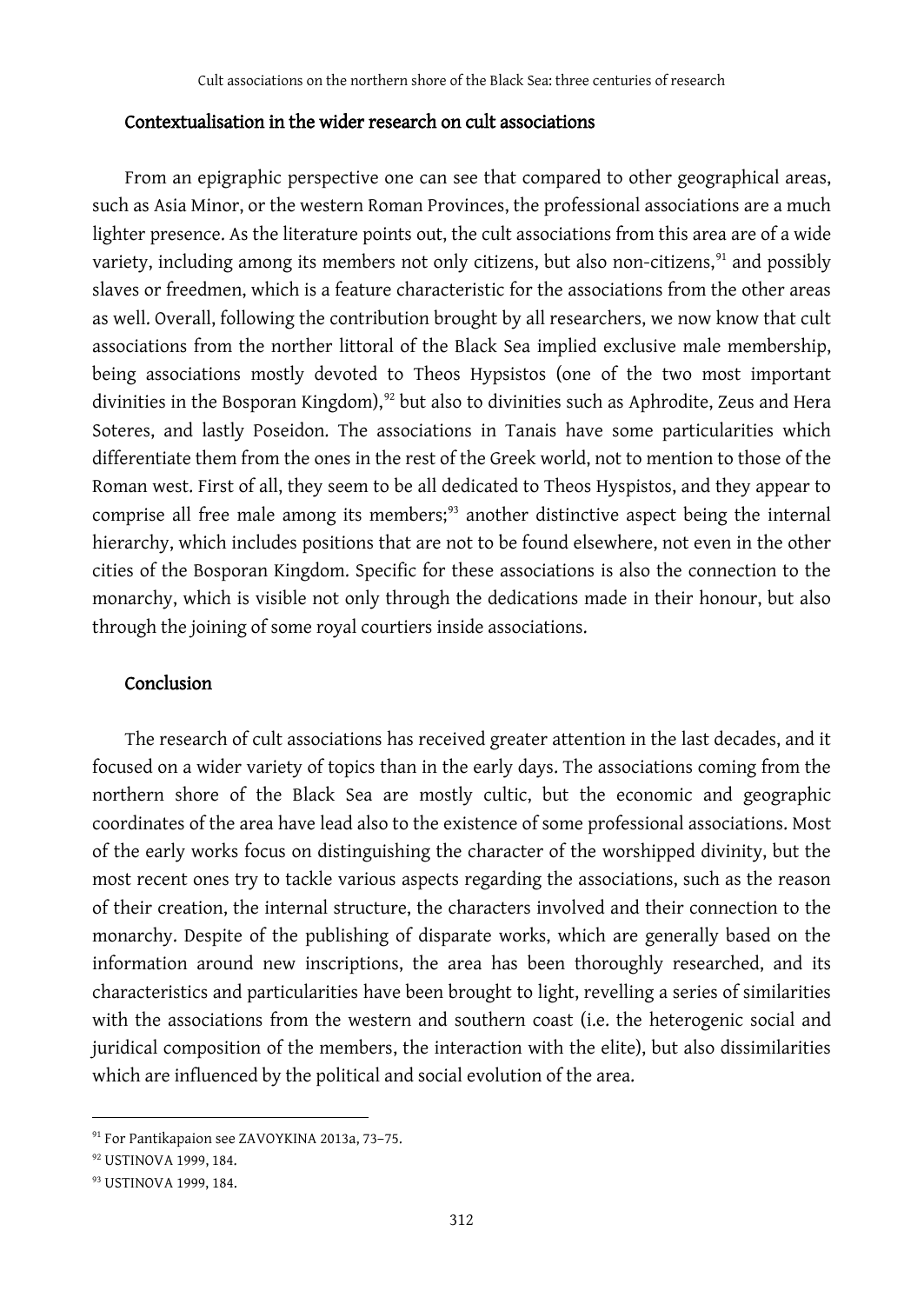## Contextualisation in the wider research on cult associations

From an epigraphic perspective one can see that compared to other geographical areas, such as Asia Minor, or the western Roman Provinces, the professional associations are a much lighter presence. As the literature points out, the cult associations from this area are of a wide variety, including among its members not only citizens, but also non-citizens,[91] and possibly slaves or freedmen, which is a feature characteristic for the associations from the other areas as well. Overall, following the contribution brought by all researchers, we now know that cult associations from the norther littoral of the Black Sea implied exclusive male membership, being associations mostly devoted to Theos Hypsistos (one of the two most important divinities in the Bosporan Kingdom),[92] but also to divinities such as Aphrodite, Zeus and Hera Soteres, and lastly Poseidon. The associations in Tanais have some particularities which differentiate them from the ones in the rest of the Greek world, not to mention to those of the Roman west. First of all, they seem to be all dedicated to Theos Hyspistos, and they appear to comprise all free male among its members;[93] another distinctive aspect being the internal hierarchy, which includes positions that are not to be found elsewhere, not even in the other cities of the Bosporan Kingdom. Specific for these associations is also the connection to the monarchy, which is visible not only through the dedications made in their honour, but also through the joining of some royal courtiers inside associations.

## Conclusion

The research of cult associations has received greater attention in the last decades, and it focused on a wider variety of topics than in the early days. The associations coming from the northern shore of the Black Sea are mostly cultic, but the economic and geographic coordinates of the area have lead also to the existence of some professional associations. Most of the early works focus on distinguishing the character of the worshipped divinity, but the most recent ones try to tackle various aspects regarding the associations, such as the reason of their creation, the internal structure, the characters involved and their connection to the monarchy. Despite of the publishing of disparate works, which are generally based on the information around new inscriptions, the area has been thoroughly researched, and its characteristics and particularities have been brought to light, revelling a series of similarities with the associations from the western and southern coast (i.e. the heterogenic social and juridical composition of the members, the interaction with the elite), but also dissimilarities which are influenced by the political and social evolution of the area.

---

[91] For Pantikapaion see ZAVOYKINA 2013a, 73–75.

[92] USTINOVA 1999, 184.

[93] USTINOVA 1999, 184.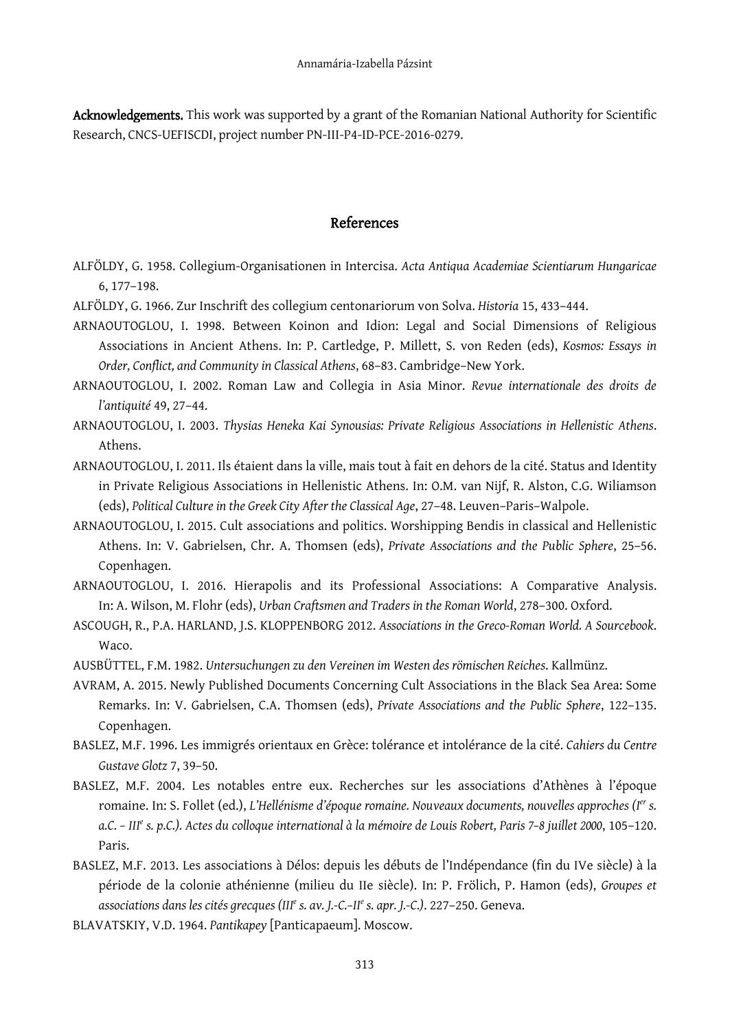**Acknowledgements.** This work was supported by a grant of the Romanian National Authority for Scientific Research, CNCS-UEFISCDI, project number PN-III-P4-ID-PCE-2016-0279.

## References

ALFÖLDY, G. 1958. Collegium-Organisationen in Intercisa. *Acta Antiqua Academiae Scientiarum Hungaricae* 6, 177–198.

ALFÖLDY, G. 1966. Zur Inschrift des collegium centonariorum von Solva. *Historia* 15, 433–444.

ARNAOUTOGLOU, I. 1998. Between Koinon and Idion: Legal and Social Dimensions of Religious Associations in Ancient Athens. In: P. Cartledge, P. Millett, S. von Reden (eds), *Kosmos: Essays in Order, Conflict, and Community in Classical Athens*, 68–83. Cambridge–New York.

ARNAOUTOGLOU, I. 2002. Roman Law and Collegia in Asia Minor. *Revue internationale des droits de l'antiquité* 49, 27–44.

ARNAOUTOGLOU, I. 2003. *Thysias Heneka Kai Synousias: Private Religious Associations in Hellenistic Athens*. Athens.

ARNAOUTOGLOU, I. 2011. Ils étaient dans la ville, mais tout à fait en dehors de la cité. Status and Identity in Private Religious Associations in Hellenistic Athens. In: O.M. van Nijf, R. Alston, C.G. Wiliamson (eds), *Political Culture in the Greek City After the Classical Age*, 27–48. Leuven–Paris–Walpole.

ARNAOUTOGLOU, I. 2015. Cult associations and politics. Worshipping Bendis in classical and Hellenistic Athens. In: V. Gabrielsen, Chr. A. Thomsen (eds), *Private Associations and the Public Sphere*, 25–56. Copenhagen.

ARNAOUTOGLOU, I. 2016. Hierapolis and its Professional Associations: A Comparative Analysis. In: A. Wilson, M. Flohr (eds), *Urban Craftsmen and Traders in the Roman World*, 278–300. Oxford.

ASCOUGH, R., P.A. HARLAND, J.S. KLOPPENBORG 2012. *Associations in the Greco-Roman World. A Sourcebook*. Waco.

AUSBÜTTEL, F.M. 1982. *Untersuchungen zu den Vereinen im Westen des römischen Reiches*. Kallmünz.

AVRAM, A. 2015. Newly Published Documents Concerning Cult Associations in the Black Sea Area: Some Remarks. In: V. Gabrielsen, C.A. Thomsen (eds), *Private Associations and the Public Sphere*, 122–135. Copenhagen.

BASLEZ, M.F. 1996. Les immigrés orientaux en Grèce: tolérance et intolérance de la cité. *Cahiers du Centre Gustave Glotz* 7, 39–50.

BASLEZ, M.F. 2004. Les notables entre eux. Recherches sur les associations d'Athènes à l'époque romaine. In: S. Follet (ed.), *L'Hellénisme d'époque romaine. Nouveaux documents, nouvelles approches (I^er s. a.C. – III^e s. p.C.). Actes du colloque international à la mémoire de Louis Robert, Paris 7–8 juillet 2000*, 105–120. Paris.

BASLEZ, M.F. 2013. Les associations à Délos: depuis les débuts de l'Indépendance (fin du IVe siècle) à la période de la colonie athénienne (milieu du IIe siècle). In: P. Frölich, P. Hamon (eds), *Groupes et associations dans les cités grecques (III^e s. av. J.-C.–II^e s. apr. J.-C.)*. 227–250. Geneva.

BLAVATSKIY, V.D. 1964. *Pantikapey* [Panticapaeum]. Moscow.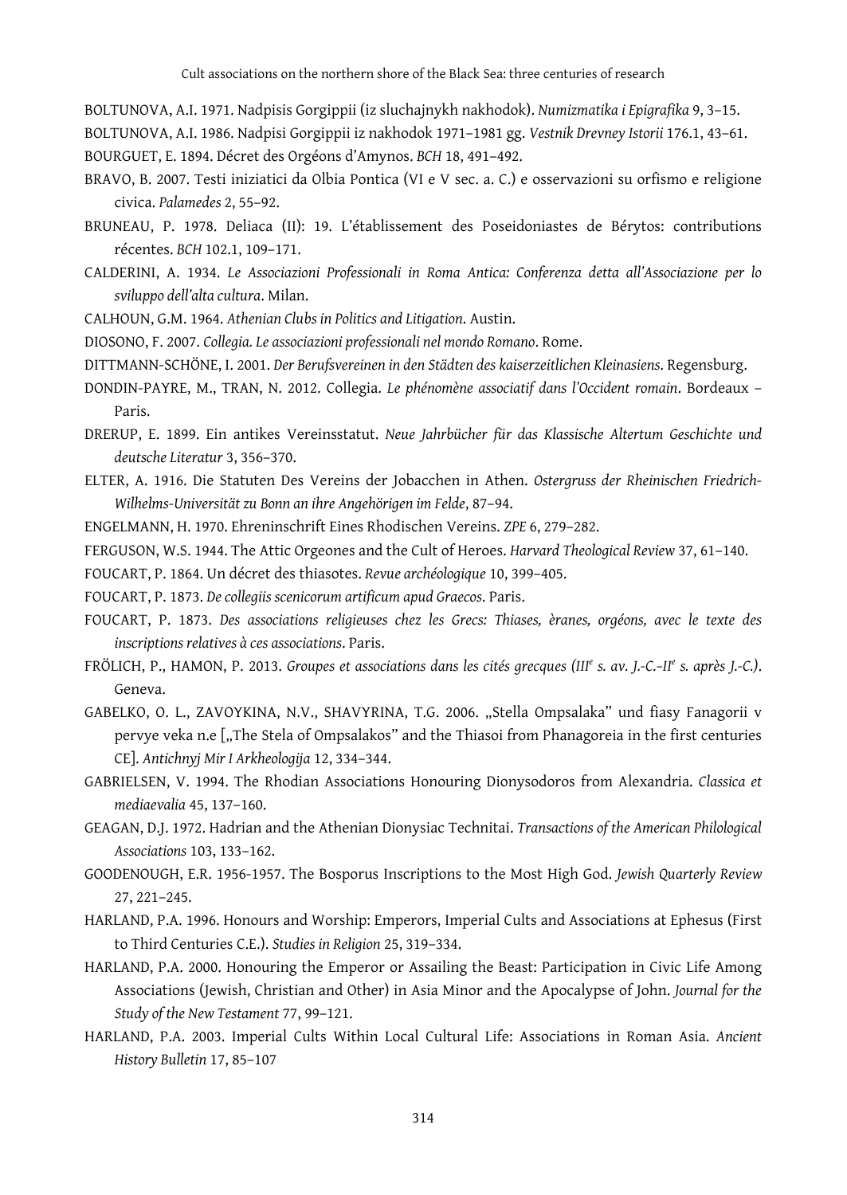BOLTUNOVA, A.I. 1971. Nadpisis Gorgippii (iz sluchajnykh nakhodok). *Numizmatika i Epigrafika* 9, 3–15.

BOLTUNOVA, A.I. 1986. Nadpisi Gorgippii iz nakhodok 1971–1981 gg. *Vestnik Drevney Istorii* 176.1, 43–61.

BOURGUET, E. 1894. Décret des Orgéons d'Amynos. *BCH* 18, 491–492.

BRAVO, B. 2007. Testi iniziatici da Olbia Pontica (VI e V sec. a. C.) e osservazioni su orfismo e religione civica. *Palamedes* 2, 55–92.

BRUNEAU, P. 1978. Deliaca (II): 19. L'établissement des Poseidoniastes de Bérytos: contributions récentes. *BCH* 102.1, 109–171.

CALDERINI, A. 1934. *Le Associazioni Professionali in Roma Antica: Conferenza detta all'Associazione per lo sviluppo dell'alta cultura*. Milan.

CALHOUN, G.M. 1964. *Athenian Clubs in Politics and Litigation*. Austin.

DIOSONO, F. 2007. *Collegia. Le associazioni professionali nel mondo Romano*. Rome.

DITTMANN-SCHÖNE, I. 2001. *Der Berufsvereinen in den Städten des kaiserzeitlichen Kleinasiens*. Regensburg.

DONDIN-PAYRE, M., TRAN, N. 2012. Collegia*. Le phénomène associatif dans l'Occident romain*. Bordeaux – Paris.

DRERUP, E. 1899. Ein antikes Vereinsstatut. *Neue Jahrbücher für das Klassische Altertum Geschichte und deutsche Literatur* 3, 356–370.

ELTER, A. 1916. Die Statuten Des Vereins der Jobacchen in Athen. *Ostergruss der Rheinischen Friedrich-Wilhelms-Universität zu Bonn an ihre Angehörigen im Felde*, 87–94.

ENGELMANN, H. 1970. Ehreninschrift Eines Rhodischen Vereins. *ZPE* 6, 279–282.

FERGUSON, W.S. 1944. The Attic Orgeones and the Cult of Heroes. *Harvard Theological Review* 37, 61–140.

FOUCART, P. 1864. Un décret des thiasotes. *Revue archéologique* 10, 399–405.

FOUCART, P. 1873. *De collegiis scenicorum artificum apud Graecos*. Paris.

FOUCART, P. 1873. *Des associations religieuses chez les Grecs: Thiases, èranes, orgéons, avec le texte des inscriptions relatives à ces associations*. Paris.

FRÖLICH, P., HAMON, P. 2013. *Groupes et associations dans les cités grecques (IIIe s. av. J.-C.–IIe s. après J.-C.)*. Geneva.

GABELKO, O. L., ZAVOYKINA, N.V., SHAVYRINA, T.G. 2006. „Stella Ompsalaka" und fiasy Fanagorii v pervye veka n.e [„The Stela of Ompsalakos" and the Thiasoi from Phanagoreia in the first centuries CE]. *Antichnyj Mir I Arkheologija* 12, 334–344.

GABRIELSEN, V. 1994. The Rhodian Associations Honouring Dionysodoros from Alexandria. *Classica et mediaevalia* 45, 137–160.

GEAGAN, D.J. 1972. Hadrian and the Athenian Dionysiac Technitai. *Transactions of the American Philological Associations* 103, 133–162.

GOODENOUGH, E.R. 1956-1957. The Bosporus Inscriptions to the Most High God. *Jewish Quarterly Review* 27, 221–245.

HARLAND, P.A. 1996. Honours and Worship: Emperors, Imperial Cults and Associations at Ephesus (First to Third Centuries C.E.). *Studies in Religion* 25, 319–334.

HARLAND, P.A. 2000. Honouring the Emperor or Assailing the Beast: Participation in Civic Life Among Associations (Jewish, Christian and Other) in Asia Minor and the Apocalypse of John. *Journal for the Study of the New Testament* 77, 99–121.

HARLAND, P.A. 2003. Imperial Cults Within Local Cultural Life: Associations in Roman Asia. *Ancient History Bulletin* 17, 85–107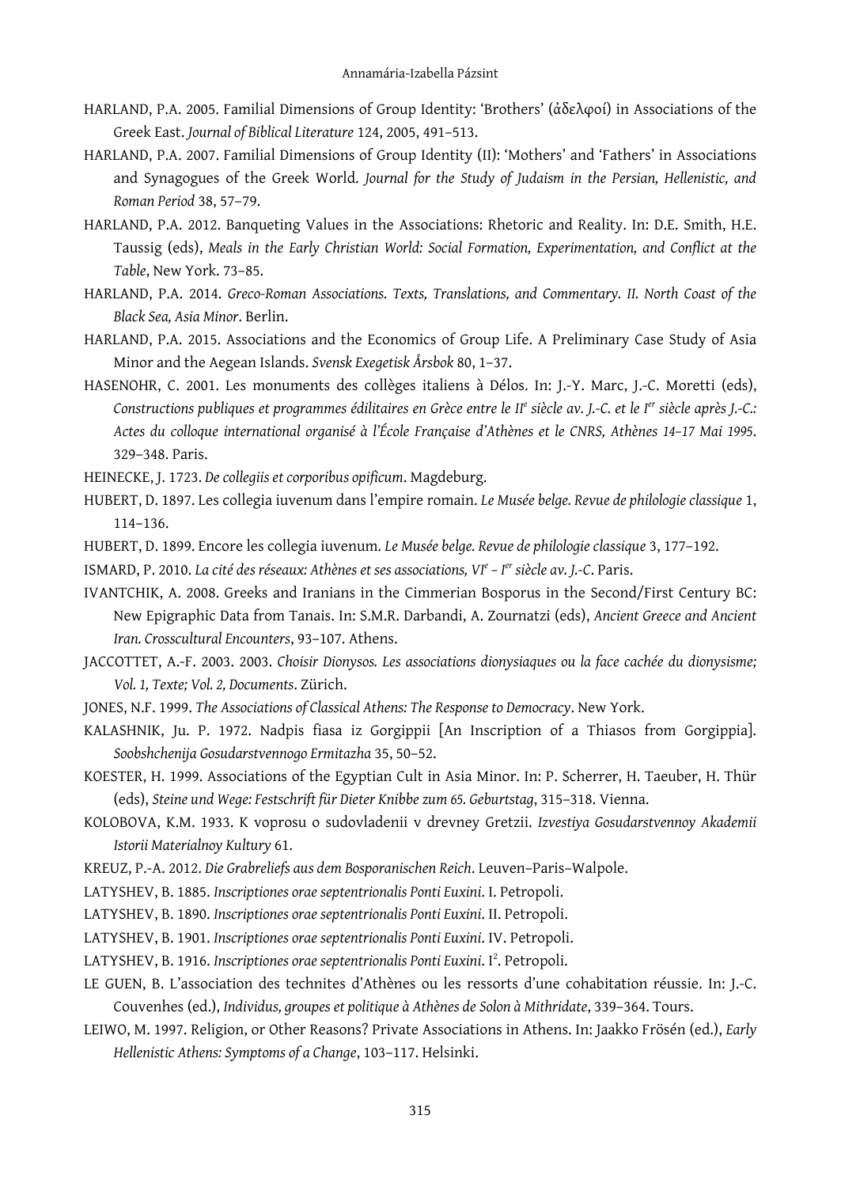HARLAND, P.A. 2005. Familial Dimensions of Group Identity: 'Brothers' (ἀδελφοί) in Associations of the Greek East. *Journal of Biblical Literature* 124, 2005, 491–513.

HARLAND, P.A. 2007. Familial Dimensions of Group Identity (II): 'Mothers' and 'Fathers' in Associations and Synagogues of the Greek World. *Journal for the Study of Judaism in the Persian, Hellenistic, and Roman Period* 38, 57–79.

HARLAND, P.A. 2012. Banqueting Values in the Associations: Rhetoric and Reality. In: D.E. Smith, H.E. Taussig (eds), *Meals in the Early Christian World: Social Formation, Experimentation, and Conflict at the Table*, New York. 73–85.

HARLAND, P.A. 2014. *Greco-Roman Associations. Texts, Translations, and Commentary. II. North Coast of the Black Sea, Asia Minor*. Berlin.

HARLAND, P.A. 2015. Associations and the Economics of Group Life. A Preliminary Case Study of Asia Minor and the Aegean Islands. *Svensk Exegetisk Årsbok* 80, 1–37.

HASENOHR, C. 2001. Les monuments des collèges italiens à Délos. In: J.-Y. Marc, J.-C. Moretti (eds), *Constructions publiques et programmes édilitaires en Grèce entre le II[e] siècle av. J.-C. et le I[er] siècle après J.-C.: Actes du colloque international organisé à l'École Française d'Athènes et le CNRS, Athènes 14–17 Mai 1995*. 329–348. Paris.

HEINECKE, J. 1723. *De collegiis et corporibus opificum*. Magdeburg.

HUBERT, D. 1897. Les collegia iuvenum dans l'empire romain. *Le Musée belge. Revue de philologie classique* 1, 114–136.

HUBERT, D. 1899. Encore les collegia iuvenum. *Le Musée belge. Revue de philologie classique* 3, 177–192.

ISMARD, P. 2010. *La cité des réseaux: Athènes et ses associations, VI[e] – I[er] siècle av. J.-C*. Paris.

IVANTCHIK, A. 2008. Greeks and Iranians in the Cimmerian Bosporus in the Second/First Century BC: New Epigraphic Data from Tanais. In: S.M.R. Darbandi, A. Zournatzi (eds), *Ancient Greece and Ancient Iran. Crosscultural Encounters*, 93–107. Athens.

JACCOTTET, A.-F. 2003. 2003. *Choisir Dionysos. Les associations dionysiaques ou la face cachée du dionysisme; Vol. 1, Texte; Vol. 2, Documents*. Zürich.

JONES, N.F. 1999. *The Associations of Classical Athens: The Response to Democracy*. New York.

KALASHNIK, Ju. P. 1972. Nadpis fiasa iz Gorgippii [An Inscription of a Thiasos from Gorgippia]. *Soobshchenija Gosudarstvennogo Ermitazha* 35, 50–52.

KOESTER, H. 1999. Associations of the Egyptian Cult in Asia Minor. In: P. Scherrer, H. Taeuber, H. Thür (eds), *Steine und Wege: Festschrift für Dieter Knibbe zum 65. Geburtstag*, 315–318. Vienna.

KOLOBOVA, K.M. 1933. K voprosu o sudovladenii v drevney Gretzii. *Izvestiya Gosudarstvennoy Akademii Istorii Materialnoy Kultury* 61.

KREUZ, P.-A. 2012. *Die Grabreliefs aus dem Bosporanischen Reich*. Leuven–Paris–Walpole.

LATYSHEV, B. 1885. *Inscriptiones orae septentrionalis Ponti Euxini*. I. Petropoli.

LATYSHEV, B. 1890. *Inscriptiones orae septentrionalis Ponti Euxini*. II. Petropoli.

LATYSHEV, B. 1901. *Inscriptiones orae septentrionalis Ponti Euxini*. IV. Petropoli.

LATYSHEV, B. 1916. *Inscriptiones orae septentrionalis Ponti Euxini*. I[2]. Petropoli.

LE GUEN, B. L'association des technites d'Athènes ou les ressorts d'une cohabitation réussie. In: J.-C. Couvenhes (ed.), *Individus, groupes et politique à Athènes de Solon à Mithridate*, 339–364. Tours.

LEIWO, M. 1997. Religion, or Other Reasons? Private Associations in Athens. In: Jaakko Frösén (ed.), *Early Hellenistic Athens: Symptoms of a Change*, 103–117. Helsinki.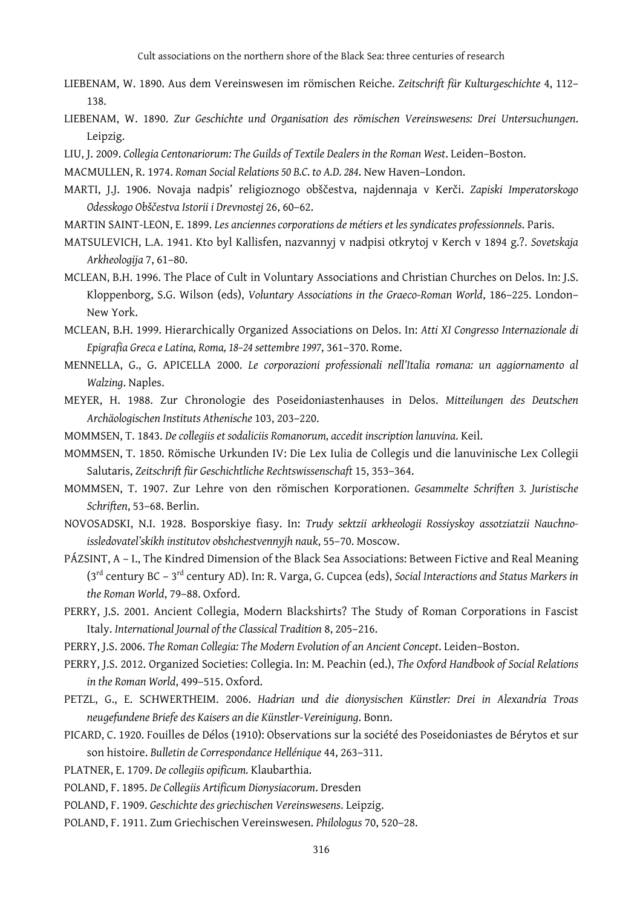LIEBENAM, W. 1890. Aus dem Vereinswesen im römischen Reiche. *Zeitschrift für Kulturgeschichte* 4, 112–138.

LIEBENAM, W. 1890. *Zur Geschichte und Organisation des römischen Vereinswesens: Drei Untersuchungen*. Leipzig.

LIU, J. 2009. *Collegia Centonariorum: The Guilds of Textile Dealers in the Roman West*. Leiden–Boston.

MACMULLEN, R. 1974. *Roman Social Relations 50 B.C. to A.D. 284*. New Haven–London.

MARTI, J.J. 1906. Novaja nadpis' religioznogo obščestva, najdennaja v Kerči. *Zapiski Imperatorskogo Odesskogo Obščestva Istorii i Drevnostej* 26, 60–62.

MARTIN SAINT-LEON, E. 1899. *Les anciennes corporations de métiers et les syndicates professionnels*. Paris.

MATSULEVICH, L.A. 1941. Kto byl Kallisfen, nazvannyj v nadpisi otkrytoj v Kerch v 1894 g.?. *Sovetskaja Arkheologija* 7, 61–80.

MCLEAN, B.H. 1996. The Place of Cult in Voluntary Associations and Christian Churches on Delos. In: J.S. Kloppenborg, S.G. Wilson (eds), *Voluntary Associations in the Graeco-Roman World*, 186–225. London–New York.

MCLEAN, B.H. 1999. Hierarchically Organized Associations on Delos. In: *Atti XI Congresso Internazionale di Epigrafia Greca e Latina, Roma, 18–24 settembre 1997*, 361–370. Rome.

MENNELLA, G., G. APICELLA 2000. *Le corporazioni professionali nell'Italia romana: un aggiornamento al Walzing*. Naples.

MEYER, H. 1988. Zur Chronologie des Poseidoniastenhauses in Delos. *Mitteilungen des Deutschen Archäologischen Instituts Athenische* 103, 203–220.

MOMMSEN, T. 1843. *De collegiis et sodaliciis Romanorum, accedit inscription lanuvina*. Keil.

MOMMSEN, T. 1850. Römische Urkunden IV: Die Lex Iulia de Collegis und die lanuvinische Lex Collegii Salutaris, *Zeitschrift für Geschichtliche Rechtswissenschaft* 15, 353–364.

MOMMSEN, T. 1907. Zur Lehre von den römischen Korporationen. *Gesammelte Schriften 3. Juristische Schriften*, 53–68. Berlin.

NOVOSADSKI, N.I. 1928. Bosporskiye fiasy. In: *Trudy sektzii arkheologii Rossiyskoy assotziatzii Nauchno-issledovatel'skikh institutov obshchestvennyjh nauk*, 55–70. Moscow.

PÁZSINT, A – I., The Kindred Dimension of the Black Sea Associations: Between Fictive and Real Meaning (3rd century BC – 3rd century AD). In: R. Varga, G. Cupcea (eds), *Social Interactions and Status Markers in the Roman World*, 79–88. Oxford.

PERRY, J.S. 2001. Ancient Collegia, Modern Blackshirts? The Study of Roman Corporations in Fascist Italy. *International Journal of the Classical Tradition* 8, 205–216.

PERRY, J.S. 2006. *The Roman Collegia: The Modern Evolution of an Ancient Concept*. Leiden–Boston.

PERRY, J.S. 2012. Organized Societies: Collegia. In: M. Peachin (ed.), *The Oxford Handbook of Social Relations in the Roman World*, 499–515. Oxford.

PETZL, G., E. SCHWERTHEIM. 2006. *Hadrian und die dionysischen Künstler: Drei in Alexandria Troas neugefundene Briefe des Kaisers an die Künstler-Vereinigung*. Bonn.

PICARD, C. 1920. Fouilles de Délos (1910): Observations sur la société des Poseidoniastes de Bérytos et sur son histoire. *Bulletin de Correspondance Hellénique* 44, 263–311.

PLATNER, E. 1709. *De collegiis opificum*. Klaubarthia.

POLAND, F. 1895. *De Collegiis Artificum Dionysiacorum*. Dresden

POLAND, F. 1909. *Geschichte des griechischen Vereinswesens*. Leipzig.

POLAND, F. 1911. Zum Griechischen Vereinswesen. *Philologus* 70, 520–28.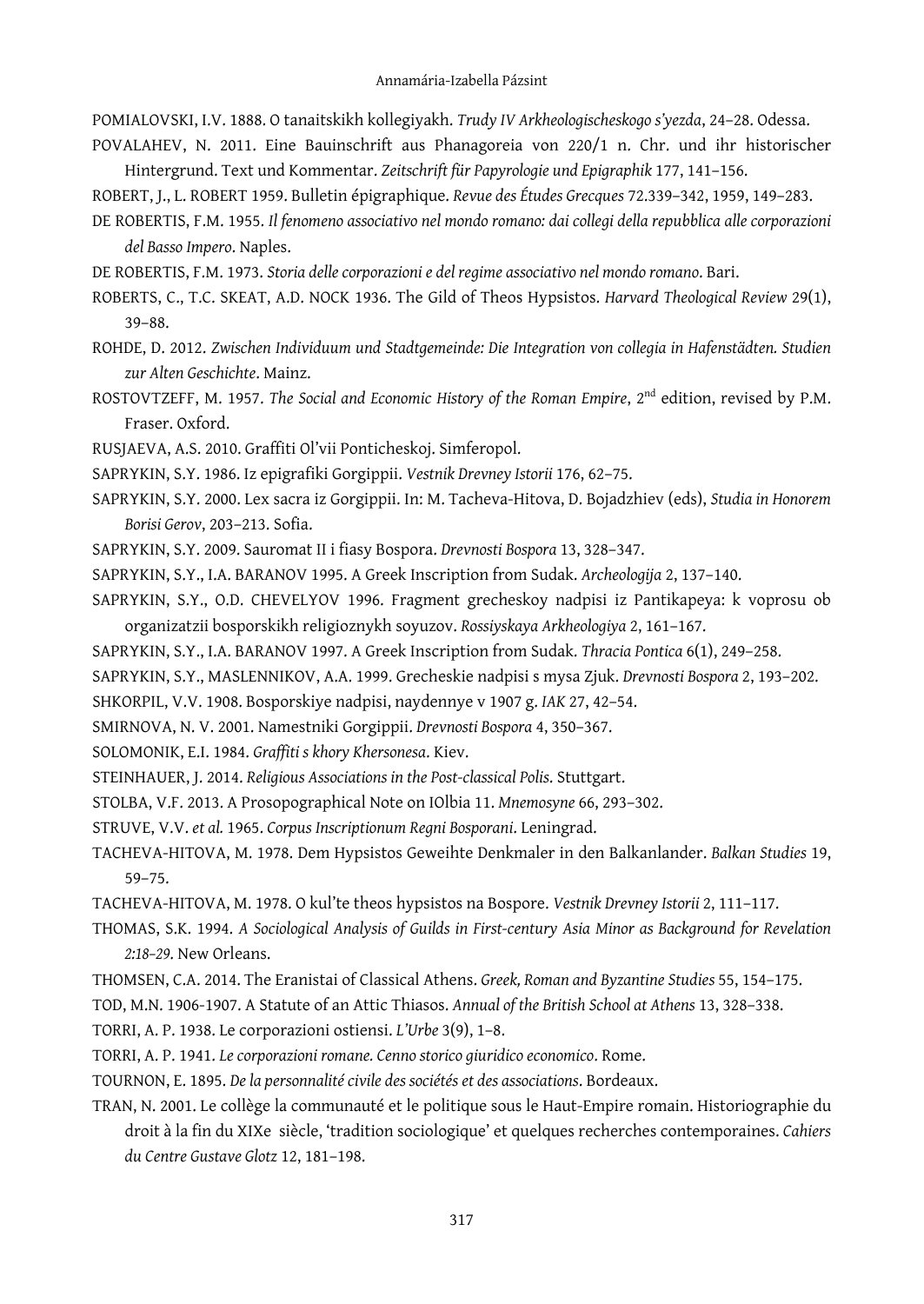POMIALOVSKI, I.V. 1888. O tanaitskikh kollegiyakh. *Trudy IV Arkheologischeskogo s'yezda*, 24–28. Odessa.

POVALAHEV, N. 2011. Eine Bauinschrift aus Phanagoreia von 220/1 n. Chr. und ihr historischer Hintergrund. Text und Kommentar. *Zeitschrift für Papyrologie und Epigraphik* 177, 141–156.

ROBERT, J., L. ROBERT 1959. Bulletin épigraphique. *Revue des Études Grecques* 72.339–342, 1959, 149–283.

DE ROBERTIS, F.M. 1955. *Il fenomeno associativo nel mondo romano: dai collegi della repubblica alle corporazioni del Basso Impero*. Naples.

DE ROBERTIS, F.M. 1973. *Storia delle corporazioni e del regime associativo nel mondo romano*. Bari.

ROBERTS, C., T.C. SKEAT, A.D. NOCK 1936. The Gild of Theos Hypsistos. *Harvard Theological Review* 29(1), 39–88.

ROHDE, D. 2012. *Zwischen Individuum und Stadtgemeinde: Die Integration von collegia in Hafenstädten. Studien zur Alten Geschichte*. Mainz.

ROSTOVTZEFF, M. 1957. *The Social and Economic History of the Roman Empire*, 2nd edition, revised by P.M. Fraser. Oxford.

RUSJAEVA, A.S. 2010. Graffiti Ol'vii Ponticheskoj. Simferopol.

SAPRYKIN, S.Y. 1986. Iz epigrafiki Gorgippii. *Vestnik Drevney Istorii* 176, 62–75.

SAPRYKIN, S.Y. 2000. Lex sacra iz Gorgippii. In: M. Tacheva-Hitova, D. Bojadzhiev (eds), *Studia in Honorem Borisi Gerov*, 203–213. Sofia.

SAPRYKIN, S.Y. 2009. Sauromat II i fiasy Bospora. *Drevnosti Bospora* 13, 328–347.

SAPRYKIN, S.Y., I.A. BARANOV 1995. A Greek Inscription from Sudak. *Archeologija* 2, 137–140.

SAPRYKIN, S.Y., O.D. CHEVELYOV 1996. Fragment grecheskoy nadpisi iz Pantikapeya: k voprosu ob organizatzii bosporskikh religioznykh soyuzov. *Rossiyskaya Arkheologiya* 2, 161–167.

SAPRYKIN, S.Y., I.A. BARANOV 1997. A Greek Inscription from Sudak. *Thracia Pontica* 6(1), 249–258.

SAPRYKIN, S.Y., MASLENNIKOV, A.A. 1999. Grecheskie nadpisi s mysa Zjuk. *Drevnosti Bospora* 2, 193–202.

SHKORPIL, V.V. 1908. Bosporskiye nadpisi, naydennye v 1907 g. *IAK* 27, 42–54.

SMIRNOVA, N. V. 2001. Namestniki Gorgippii. *Drevnosti Bospora* 4, 350–367.

SOLOMONIK, E.I. 1984. *Graffiti s khory Khersonesa*. Kiev.

STEINHAUER, J. 2014. *Religious Associations in the Post-classical Polis*. Stuttgart.

STOLBA, V.F. 2013. A Prosopographical Note on IOlbia 11. *Mnemosyne* 66, 293–302.

STRUVE, V.V. *et al.* 1965. *Corpus Inscriptionum Regni Bosporani*. Leningrad.

TACHEVA-HITOVA, M. 1978. Dem Hypsistos Geweihte Denkmaler in den Balkanlander. *Balkan Studies* 19, 59–75.

TACHEVA-HITOVA, M. 1978. O kul'te theos hypsistos na Bospore. *Vestnik Drevney Istorii* 2, 111–117.

THOMAS, S.K. 1994. *A Sociological Analysis of Guilds in First-century Asia Minor as Background for Revelation 2:18–29*. New Orleans.

THOMSEN, C.A. 2014. The Eranistai of Classical Athens. *Greek, Roman and Byzantine Studies* 55, 154–175.

TOD, M.N. 1906-1907. A Statute of an Attic Thiasos. *Annual of the British School at Athens* 13, 328–338.

TORRI, A. P. 1938. Le corporazioni ostiensi. *L'Urbe* 3(9), 1–8.

TORRI, A. P. 1941. *Le corporazioni romane. Cenno storico giuridico economico*. Rome.

TOURNON, E. 1895. *De la personnalité civile des sociétés et des associations*. Bordeaux.

TRAN, N. 2001. Le collège la communauté et le politique sous le Haut-Empire romain. Historiographie du droit à la fin du XIXe siècle, 'tradition sociologique' et quelques recherches contemporaines. *Cahiers du Centre Gustave Glotz* 12, 181–198.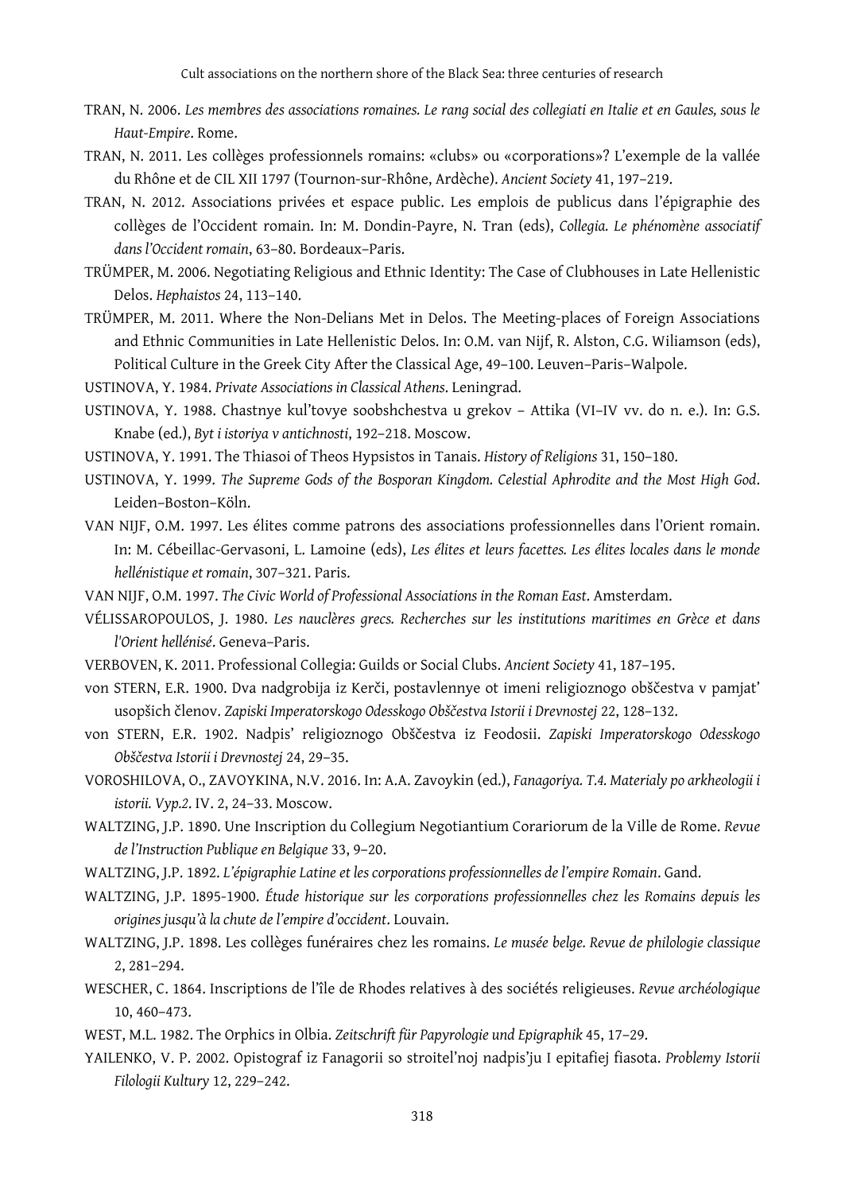TRAN, N. 2006. *Les membres des associations romaines. Le rang social des collegiati en Italie et en Gaules, sous le Haut-Empire*. Rome.

TRAN, N. 2011. Les collèges professionnels romains: «clubs» ou «corporations»? L'exemple de la vallée du Rhône et de CIL XII 1797 (Tournon-sur-Rhône, Ardèche). *Ancient Society* 41, 197–219.

TRAN, N. 2012. Associations privées et espace public. Les emplois de publicus dans l'épigraphie des collèges de l'Occident romain. In: M. Dondin-Payre, N. Tran (eds), *Collegia. Le phénomène associatif dans l'Occident romain*, 63–80. Bordeaux–Paris.

TRÜMPER, M. 2006. Negotiating Religious and Ethnic Identity: The Case of Clubhouses in Late Hellenistic Delos. *Hephaistos* 24, 113–140.

TRÜMPER, M. 2011. Where the Non-Delians Met in Delos. The Meeting-places of Foreign Associations and Ethnic Communities in Late Hellenistic Delos. In: O.M. van Nijf, R. Alston, C.G. Wiliamson (eds), Political Culture in the Greek City After the Classical Age, 49–100. Leuven–Paris–Walpole.

USTINOVA, Y. 1984. *Private Associations in Classical Athens*. Leningrad.

USTINOVA, Y. 1988. Chastnye kul'tovye soobshchestva u grekov – Attika (VI–IV vv. do n. e.). In: G.S. Knabe (ed.), *Byt i istoriya v antichnosti*, 192–218. Moscow.

USTINOVA, Y. 1991. The Thiasoi of Theos Hypsistos in Tanais. *History of Religions* 31, 150–180.

USTINOVA, Y. 1999. *The Supreme Gods of the Bosporan Kingdom. Celestial Aphrodite and the Most High God*. Leiden–Boston–Köln.

VAN NIJF, O.M. 1997. Les élites comme patrons des associations professionnelles dans l'Orient romain. In: M. Cébeillac-Gervasoni, L. Lamoine (eds), *Les élites et leurs facettes. Les élites locales dans le monde hellénistique et romain*, 307–321. Paris.

VAN NIJF, O.M. 1997. *The Civic World of Professional Associations in the Roman East*. Amsterdam.

VÉLISSAROPOULOS, J. 1980. *Les nauclères grecs. Recherches sur les institutions maritimes en Grèce et dans l'Orient hellénisé*. Geneva–Paris.

VERBOVEN, K. 2011. Professional Collegia: Guilds or Social Clubs. *Ancient Society* 41, 187–195.

von STERN, E.R. 1900. Dva nadgrobija iz Kerči, postavlennye ot imeni religioznogo obščestva v pamjat' usopšich členov. *Zapiski Imperatorskogo Odesskogo Obščestva Istorii i Drevnostej* 22, 128–132.

von STERN, E.R. 1902. Nadpis' religioznogo Obščestva iz Feodosii. *Zapiski Imperatorskogo Odesskogo Obščestva Istorii i Drevnostej* 24, 29–35.

VOROSHILOVA, O., ZAVOYKINA, N.V. 2016. In: A.A. Zavoykin (ed.), *Fanagoriya. T.4. Materialy po arkheologii i istorii. Vyp.2*. IV. 2, 24–33. Moscow.

WALTZING, J.P. 1890. Une Inscription du Collegium Negotiantium Corariorum de la Ville de Rome. *Revue de l'Instruction Publique en Belgique* 33, 9–20.

WALTZING, J.P. 1892. *L'épigraphie Latine et les corporations professionnelles de l'empire Romain*. Gand.

WALTZING, J.P. 1895-1900. *Étude historique sur les corporations professionnelles chez les Romains depuis les origines jusqu'à la chute de l'empire d'occident*. Louvain.

WALTZING, J.P. 1898. Les collèges funéraires chez les romains. *Le musée belge. Revue de philologie classique* 2, 281–294.

WESCHER, C. 1864. Inscriptions de l'île de Rhodes relatives à des sociétés religieuses. *Revue archéologique* 10, 460–473.

WEST, M.L. 1982. The Orphics in Olbia. *Zeitschrift für Papyrologie und Epigraphik* 45, 17–29.

YAILENKO, V. P. 2002. Opistograf iz Fanagorii so stroitel'noj nadpis'ju I epitafiej fiasota. *Problemy Istorii Filologii Kultury* 12, 229–242.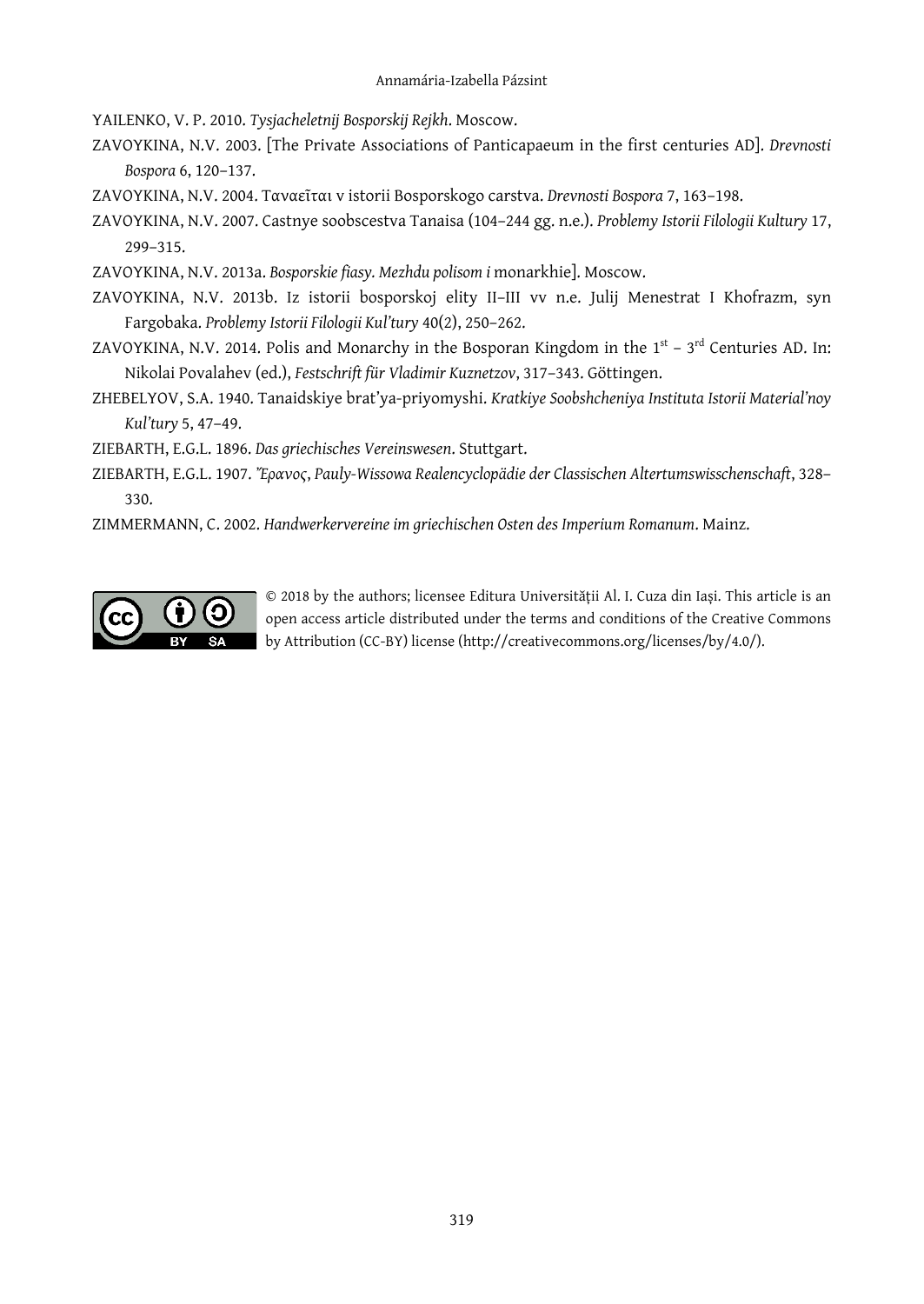YAILENKO, V. P. 2010. *Tysjacheletnij Bosporskij Rejkh*. Moscow.

ZAVOYKINA, N.V. 2003. [The Private Associations of Panticapaeum in the first centuries AD]. *Drevnosti Bospora* 6, 120–137.

ZAVOYKINA, N.V. 2004. Ταναεῖται v istorii Bosporskogo carstva. *Drevnosti Bospora* 7, 163–198.

ZAVOYKINA, N.V. 2007. Castnye soobscestva Tanaisa (104–244 gg. n.e.). *Problemy Istorii Filologii Kultury* 17, 299–315.

ZAVOYKINA, N.V. 2013a. *Bosporskie fiasy. Mezhdu polisom i* monarkhie]. Moscow.

ZAVOYKINA, N.V. 2013b. Iz istorii bosporskoj elity II–III vv n.e. Julij Menestrat I Khofrazm, syn Fargobaka. *Problemy Istorii Filologii Kul'tury* 40(2), 250–262.

ZAVOYKINA, N.V. 2014. Polis and Monarchy in the Bosporan Kingdom in the 1st – 3rd Centuries AD. In: Nikolai Povalahev (ed.), *Festschrift für Vladimir Kuznetzov*, 317–343. Göttingen.

ZHEBELYOV, S.A. 1940. Tanaidskiye brat'ya-priyomyshi. *Kratkiye Soobshcheniya Instituta Istorii Material'noy Kul'tury* 5, 47–49.

ZIEBARTH, E.G.L. 1896. *Das griechisches Vereinswesen*. Stuttgart.

ZIEBARTH, E.G.L. 1907. *Ἔρανος*, *Pauly-Wissowa Realencyclopädie der Classischen Altertumswisschenschaft*, 328–330.

ZIMMERMANN, C. 2002. *Handwerkervereine im griechischen Osten des Imperium Romanum*. Mainz.

© 2018 by the authors; licensee Editura Universității Al. I. Cuza din Iași. This article is an open access article distributed under the terms and conditions of the Creative Commons by Attribution (CC-BY) license (http://creativecommons.org/licenses/by/4.0/).